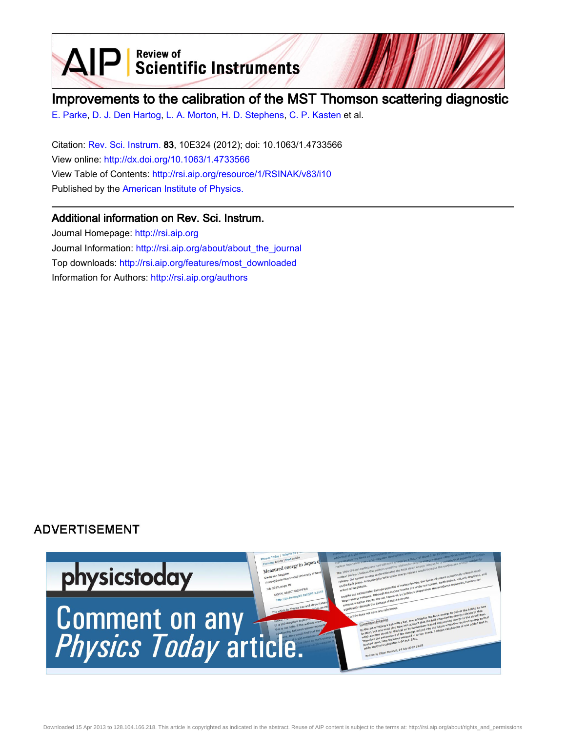# Improvements to the calibration of the MST Thomson scattering diagnostic

E. Parke, D. J. Den Hartog, L. A. Morton, H. D. Stephens, C. P. Kasten et al.

Citation: Rev. Sci. Instrum. **83**, 10E324 (2012); doi: 10.1063/1.4733566

View online: http://dx.doi.org/10.1063/1.4733566

View Table of Contents: http://rsi.aip.org/resource/1/RSINAK/v83/i10

Published by the American Institute of Physics.

## Additional information on Rev. Sci. Instrum.

Journal Homepage: http://rsi.aip.org

Journal Information: http://rsi.aip.org/about/about_the_journal

Top downloads: http://rsi.aip.org/features/most_downloaded

Information for Authors: http://rsi.aip.org/authors

ADVERTISEMENT

physicstoday

Comment on any *Physics Today* article.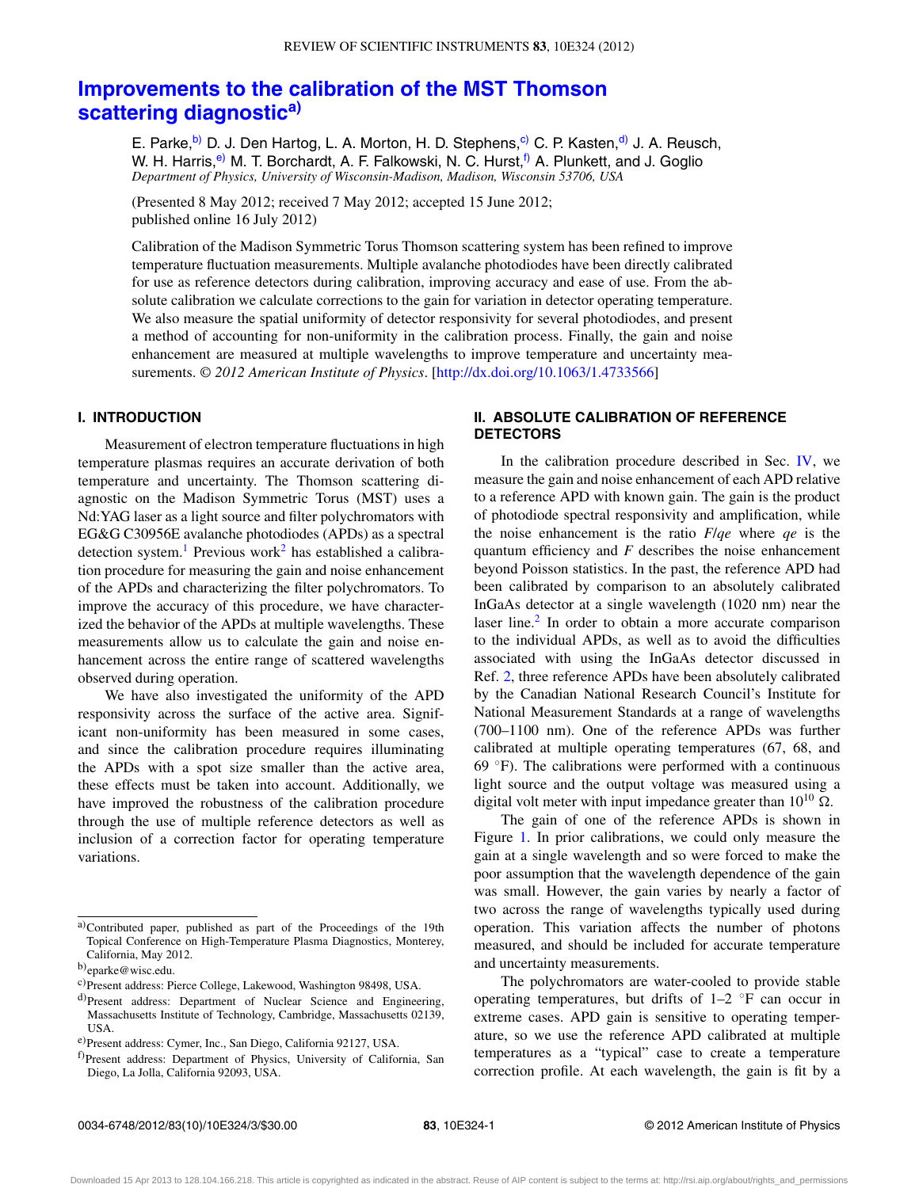# Improvements to the calibration of the MST Thomson scattering diagnostic[a)]

E. Parke,[b)] D. J. Den Hartog, L. A. Morton, H. D. Stephens,[c)] C. P. Kasten,[d)] J. A. Reusch, W. H. Harris,[e)] M. T. Borchardt, A. F. Falkowski, N. C. Hurst,[f)] A. Plunkett, and J. Goglio
*Department of Physics, University of Wisconsin-Madison, Madison, Wisconsin 53706, USA*

(Presented 8 May 2012; received 7 May 2012; accepted 15 June 2012; published online 16 July 2012)

Calibration of the Madison Symmetric Torus Thomson scattering system has been refined to improve temperature fluctuation measurements. Multiple avalanche photodiodes have been directly calibrated for use as reference detectors during calibration, improving accuracy and ease of use. From the absolute calibration we calculate corrections to the gain for variation in detector operating temperature. We also measure the spatial uniformity of detector responsivity for several photodiodes, and present a method of accounting for non-uniformity in the calibration process. Finally, the gain and noise enhancement are measured at multiple wavelengths to improve temperature and uncertainty measurements. *© 2012 American Institute of Physics*. [http://dx.doi.org/10.1063/1.4733566]

## I. INTRODUCTION

Measurement of electron temperature fluctuations in high temperature plasmas requires an accurate derivation of both temperature and uncertainty. The Thomson scattering diagnostic on the Madison Symmetric Torus (MST) uses a Nd:YAG laser as a light source and filter polychromators with EG&G C30956E avalanche photodiodes (APDs) as a spectral detection system.[1] Previous work[2] has established a calibration procedure for measuring the gain and noise enhancement of the APDs and characterizing the filter polychromators. To improve the accuracy of this procedure, we have characterized the behavior of the APDs at multiple wavelengths. These measurements allow us to calculate the gain and noise enhancement across the entire range of scattered wavelengths observed during operation.

We have also investigated the uniformity of the APD responsivity across the surface of the active area. Significant non-uniformity has been measured in some cases, and since the calibration procedure requires illuminating the APDs with a spot size smaller than the active area, these effects must be taken into account. Additionally, we have improved the robustness of the calibration procedure through the use of multiple reference detectors as well as inclusion of a correction factor for operating temperature variations.

## II. ABSOLUTE CALIBRATION OF REFERENCE DETECTORS

In the calibration procedure described in Sec. IV, we measure the gain and noise enhancement of each APD relative to a reference APD with known gain. The gain is the product of photodiode spectral responsivity and amplification, while the noise enhancement is the ratio $F/qe$ where $qe$ is the quantum efficiency and $F$ describes the noise enhancement beyond Poisson statistics. In the past, the reference APD had been calibrated by comparison to an absolutely calibrated InGaAs detector at a single wavelength (1020 nm) near the laser line.[2] In order to obtain a more accurate comparison to the individual APDs, as well as to avoid the difficulties associated with using the InGaAs detector discussed in Ref. 2, three reference APDs have been absolutely calibrated by the Canadian National Research Council's Institute for National Measurement Standards at a range of wavelengths (700–1100 nm). One of the reference APDs was further calibrated at multiple operating temperatures (67, 68, and 69 °F). The calibrations were performed with a continuous light source and the output voltage was measured using a digital volt meter with input impedance greater than $10^{10}$ Ω.

The gain of one of the reference APDs is shown in Figure 1. In prior calibrations, we could only measure the gain at a single wavelength and so were forced to make the poor assumption that the wavelength dependence of the gain was small. However, the gain varies by nearly a factor of two across the range of wavelengths typically used during operation. This variation affects the number of photons measured, and should be included for accurate temperature and uncertainty measurements.

The polychromators are water-cooled to provide stable operating temperatures, but drifts of 1–2 °F can occur in extreme cases. APD gain is sensitive to operating temperature, so we use the reference APD calibrated at multiple temperatures as a "typical" case to create a temperature correction profile. At each wavelength, the gain is fit by a

---

a) Contributed paper, published as part of the Proceedings of the 19th Topical Conference on High-Temperature Plasma Diagnostics, Monterey, California, May 2012.

b) eparke@wisc.edu.

c) Present address: Pierce College, Lakewood, Washington 98498, USA.

d) Present address: Department of Nuclear Science and Engineering, Massachusetts Institute of Technology, Cambridge, Massachusetts 02139, USA.

e) Present address: Cymer, Inc., San Diego, California 92127, USA.

f) Present address: Department of Physics, University of California, San Diego, La Jolla, California 92093, USA.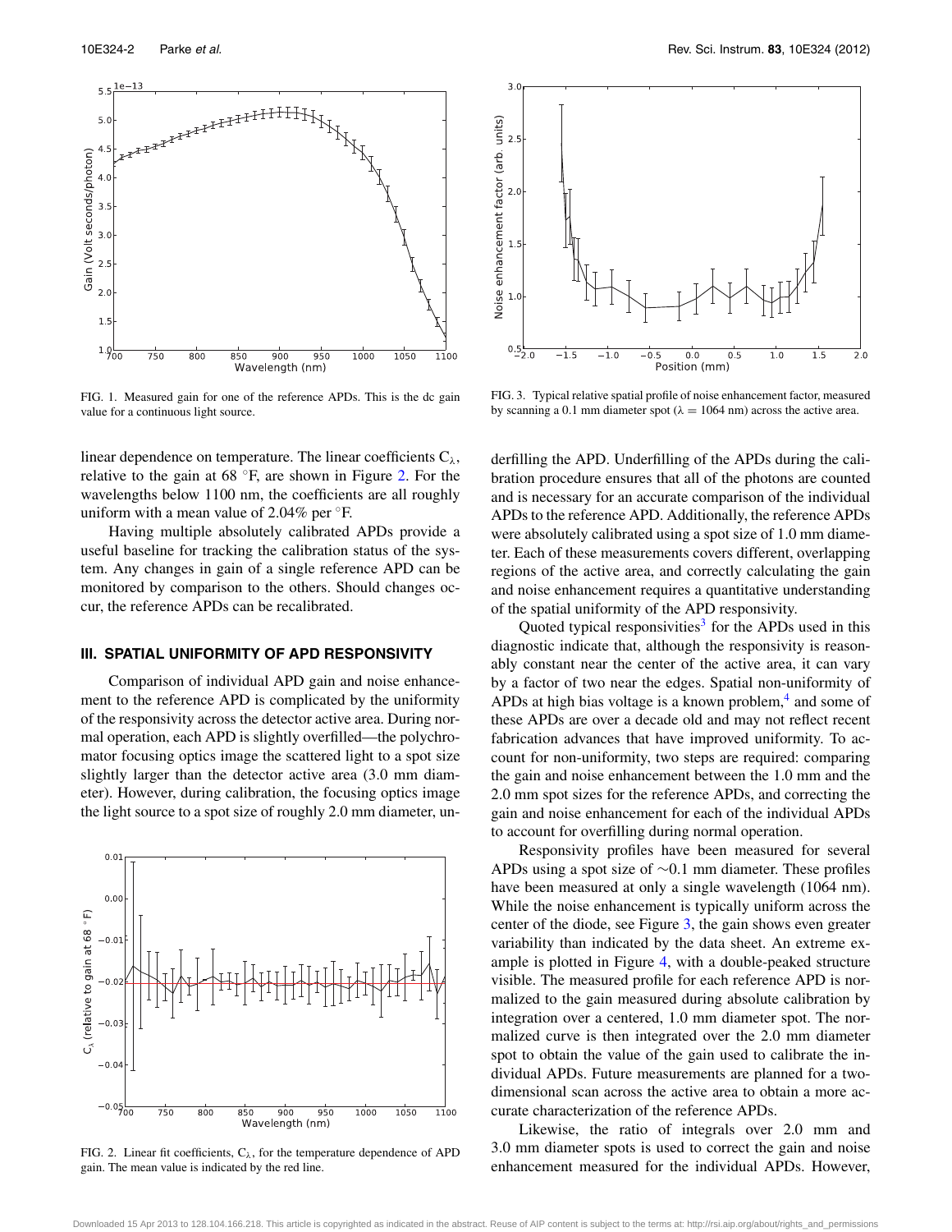FIG. 1. Measured gain for one of the reference APDs. This is the dc gain value for a continuous light source.

FIG. 3. Typical relative spatial profile of noise enhancement factor, measured by scanning a 0.1 mm diameter spot ($\lambda = 1064$ nm) across the active area.

linear dependence on temperature. The linear coefficients $C_\lambda$, relative to the gain at 68 °F, are shown in Figure 2. For the wavelengths below 1100 nm, the coefficients are all roughly uniform with a mean value of 2.04% per °F.

Having multiple absolutely calibrated APDs provide a useful baseline for tracking the calibration status of the system. Any changes in gain of a single reference APD can be monitored by comparison to the others. Should changes occur, the reference APDs can be recalibrated.

### III. SPATIAL UNIFORMITY OF APD RESPONSIVITY

Comparison of individual APD gain and noise enhancement to the reference APD is complicated by the uniformity of the responsivity across the detector active area. During normal operation, each APD is slightly overfilled—the polychromator focusing optics image the scattered light to a spot size slightly larger than the detector active area (3.0 mm diameter). However, during calibration, the focusing optics image the light source to a spot size of roughly 2.0 mm diameter, underfilling the APD. Underfilling of the APDs during the calibration procedure ensures that all of the photons are counted and is necessary for an accurate comparison of the individual APDs to the reference APD. Additionally, the reference APDs were absolutely calibrated using a spot size of 1.0 mm diameter. Each of these measurements covers different, overlapping regions of the active area, and correctly calculating the gain and noise enhancement requires a quantitative understanding of the spatial uniformity of the APD responsivity.

FIG. 2. Linear fit coefficients, $C_\lambda$, for the temperature dependence of APD gain. The mean value is indicated by the red line.

Quoted typical responsivities[3] for the APDs used in this diagnostic indicate that, although the responsivity is reasonably constant near the center of the active area, it can vary by a factor of two near the edges. Spatial non-uniformity of APDs at high bias voltage is a known problem,[4] and some of these APDs are over a decade old and may not reflect recent fabrication advances that have improved uniformity. To account for non-uniformity, two steps are required: comparing the gain and noise enhancement between the 1.0 mm and the 2.0 mm spot sizes for the reference APDs, and correcting the gain and noise enhancement for each of the individual APDs to account for overfilling during normal operation.

Responsivity profiles have been measured for several APDs using a spot size of ∼0.1 mm diameter. These profiles have been measured at only a single wavelength (1064 nm). While the noise enhancement is typically uniform across the center of the diode, see Figure 3, the gain shows even greater variability than indicated by the data sheet. An extreme example is plotted in Figure 4, with a double-peaked structure visible. The measured profile for each reference APD is normalized to the gain measured during absolute calibration by integration over a centered, 1.0 mm diameter spot. The normalized curve is then integrated over the 2.0 mm diameter spot to obtain the value of the gain used to calibrate the individual APDs. Future measurements are planned for a two-dimensional scan across the active area to obtain a more accurate characterization of the reference APDs.

Likewise, the ratio of integrals over 2.0 mm and 3.0 mm diameter spots is used to correct the gain and noise enhancement measured for the individual APDs. However,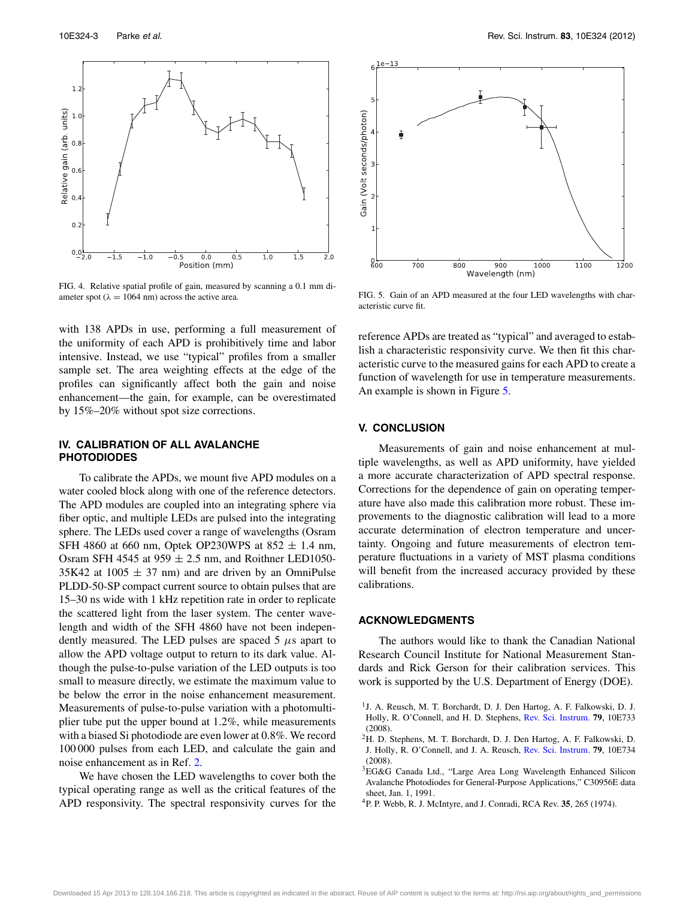Relative gain (arb. units)
1.2
1.0
0.8
0.6
0.4
0.2
0.0
−2.0 −1.5 −1.0 −0.5 0.0 0.5 1.0 1.5 2.0
Position (mm)

FIG. 4. Relative spatial profile of gain, measured by scanning a 0.1 mm diameter spot ($\lambda = 1064$ nm) across the active area.

1e−13
Gain (Volt seconds/photon)
6
5
4
3
2
1
0
600 700 800 900 1000 1100 1200
Wavelength (nm)

FIG. 5. Gain of an APD measured at the four LED wavelengths with characteristic curve fit.

with 138 APDs in use, performing a full measurement of the uniformity of each APD is prohibitively time and labor intensive. Instead, we use "typical" profiles from a smaller sample set. The area weighting effects at the edge of the profiles can significantly affect both the gain and noise enhancement—the gain, for example, can be overestimated by 15%–20% without spot size corrections.

## IV. CALIBRATION OF ALL AVALANCHE PHOTODIODES

To calibrate the APDs, we mount five APD modules on a water cooled block along with one of the reference detectors. The APD modules are coupled into an integrating sphere via fiber optic, and multiple LEDs are pulsed into the integrating sphere. The LEDs used cover a range of wavelengths (Osram SFH 4860 at 660 nm, Optek OP230WPS at 852 ± 1.4 nm, Osram SFH 4545 at 959 ± 2.5 nm, and Roithner LED1050-35K42 at 1005 ± 37 nm) and are driven by an OmniPulse PLDD-50-SP compact current source to obtain pulses that are 15–30 ns wide with 1 kHz repetition rate in order to replicate the scattered light from the laser system. The center wavelength and width of the SFH 4860 have not been independently measured. The LED pulses are spaced 5 $\mu$s apart to allow the APD voltage output to return to its dark value. Although the pulse-to-pulse variation of the LED outputs is too small to measure directly, we estimate the maximum value to be below the error in the noise enhancement measurement. Measurements of pulse-to-pulse variation with a photomultiplier tube put the upper bound at 1.2%, while measurements with a biased Si photodiode are even lower at 0.8%. We record 100 000 pulses from each LED, and calculate the gain and noise enhancement as in Ref. 2.

We have chosen the LED wavelengths to cover both the typical operating range as well as the critical features of the APD responsivity. The spectral responsivity curves for the reference APDs are treated as "typical" and averaged to establish a characteristic responsivity curve. We then fit this characteristic curve to the measured gains for each APD to create a function of wavelength for use in temperature measurements. An example is shown in Figure 5.

## V. CONCLUSION

Measurements of gain and noise enhancement at multiple wavelengths, as well as APD uniformity, have yielded a more accurate characterization of APD spectral response. Corrections for the dependence of gain on operating temperature have also made this calibration more robust. These improvements to the diagnostic calibration will lead to a more accurate determination of electron temperature and uncertainty. Ongoing and future measurements of electron temperature fluctuations in a variety of MST plasma conditions will benefit from the increased accuracy provided by these calibrations.

## ACKNOWLEDGMENTS

The authors would like to thank the Canadian National Research Council Institute for National Measurement Standards and Rick Gerson for their calibration services. This work is supported by the U.S. Department of Energy (DOE).

[1] J. A. Reusch, M. T. Borchardt, D. J. Den Hartog, A. F. Falkowski, D. J. Holly, R. O'Connell, and H. D. Stephens, Rev. Sci. Instrum. **79**, 10E733 (2008).

[2] H. D. Stephens, M. T. Borchardt, D. J. Den Hartog, A. F. Falkowski, D. J. Holly, R. O'Connell, and J. A. Reusch, Rev. Sci. Instrum. **79**, 10E734 (2008).

[3] EG&G Canada Ltd., "Large Area Long Wavelength Enhanced Silicon Avalanche Photodiodes for General-Purpose Applications," C30956E data sheet, Jan. 1, 1991.

[4] P. P. Webb, R. J. McIntyre, and J. Conradi, RCA Rev. **35**, 265 (1974).